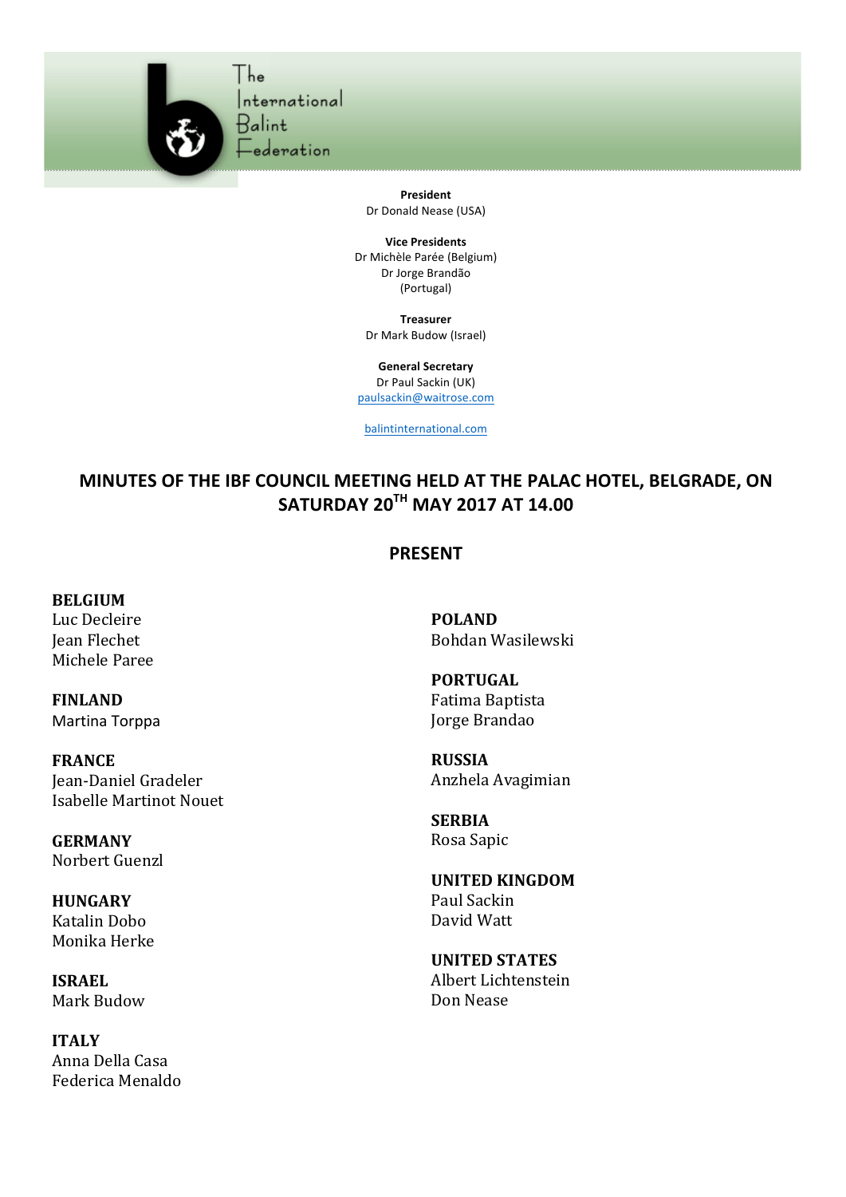The International Balint Federation

**President**
Dr Donald Nease (USA)

**Vice Presidents**
Dr Michèle Parée (Belgium)
Dr Jorge Brandão
(Portugal)

**Treasurer**
Dr Mark Budow (Israel)

**General Secretary**
Dr Paul Sackin (UK)
paulsackin@waitrose.com

balintinternational.com

# MINUTES OF THE IBF COUNCIL MEETING HELD AT THE PALAC HOTEL, BELGRADE, ON SATURDAY 20TH MAY 2017 AT 14.00

## PRESENT

**BELGIUM**
Luc Decleire
Jean Flechet
Michele Paree

**FINLAND**
Martina Torppa

**FRANCE**
Jean-Daniel Gradeler
Isabelle Martinot Nouet

**GERMANY**
Norbert Guenzl

**HUNGARY**
Katalin Dobo
Monika Herke

**ISRAEL**
Mark Budow

**ITALY**
Anna Della Casa
Federica Menaldo

**POLAND**
Bohdan Wasilewski

**PORTUGAL**
Fatima Baptista
Jorge Brandao

**RUSSIA**
Anzhela Avagimian

**SERBIA**
Rosa Sapic

**UNITED KINGDOM**
Paul Sackin
David Watt

**UNITED STATES**
Albert Lichtenstein
Don Nease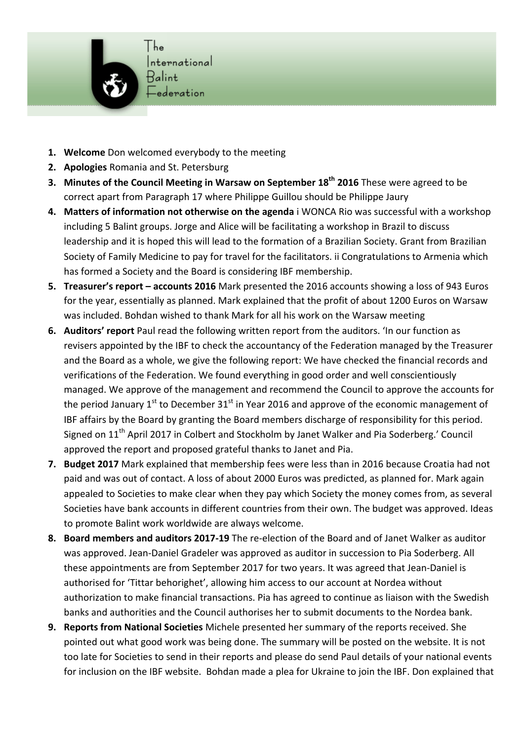1. **Welcome** Don welcomed everybody to the meeting
2. **Apologies** Romania and St. Petersburg
3. **Minutes of the Council Meeting in Warsaw on September 18th 2016** These were agreed to be correct apart from Paragraph 17 where Philippe Guillou should be Philippe Jaury
4. **Matters of information not otherwise on the agenda** i WONCA Rio was successful with a workshop including 5 Balint groups. Jorge and Alice will be facilitating a workshop in Brazil to discuss leadership and it is hoped this will lead to the formation of a Brazilian Society. Grant from Brazilian Society of Family Medicine to pay for travel for the facilitators. ii Congratulations to Armenia which has formed a Society and the Board is considering IBF membership.
5. **Treasurer's report – accounts 2016** Mark presented the 2016 accounts showing a loss of 943 Euros for the year, essentially as planned. Mark explained that the profit of about 1200 Euros on Warsaw was included. Bohdan wished to thank Mark for all his work on the Warsaw meeting
6. **Auditors' report** Paul read the following written report from the auditors. 'In our function as revisers appointed by the IBF to check the accountancy of the Federation managed by the Treasurer and the Board as a whole, we give the following report: We have checked the financial records and verifications of the Federation. We found everything in good order and well conscientiously managed. We approve of the management and recommend the Council to approve the accounts for the period January 1st to December 31st in Year 2016 and approve of the economic management of IBF affairs by the Board by granting the Board members discharge of responsibility for this period. Signed on 11th April 2017 in Colbert and Stockholm by Janet Walker and Pia Soderberg.' Council approved the report and proposed grateful thanks to Janet and Pia.
7. **Budget 2017** Mark explained that membership fees were less than in 2016 because Croatia had not paid and was out of contact. A loss of about 2000 Euros was predicted, as planned for. Mark again appealed to Societies to make clear when they pay which Society the money comes from, as several Societies have bank accounts in different countries from their own. The budget was approved. Ideas to promote Balint work worldwide are always welcome.
8. **Board members and auditors 2017-19** The re-election of the Board and of Janet Walker as auditor was approved. Jean-Daniel Gradeler was approved as auditor in succession to Pia Soderberg. All these appointments are from September 2017 for two years. It was agreed that Jean-Daniel is authorised for 'Tittar behorighet', allowing him access to our account at Nordea without authorization to make financial transactions. Pia has agreed to continue as liaison with the Swedish banks and authorities and the Council authorises her to submit documents to the Nordea bank.
9. **Reports from National Societies** Michele presented her summary of the reports received. She pointed out what good work was being done. The summary will be posted on the website. It is not too late for Societies to send in their reports and please do send Paul details of your national events for inclusion on the IBF website. Bohdan made a plea for Ukraine to join the IBF. Don explained that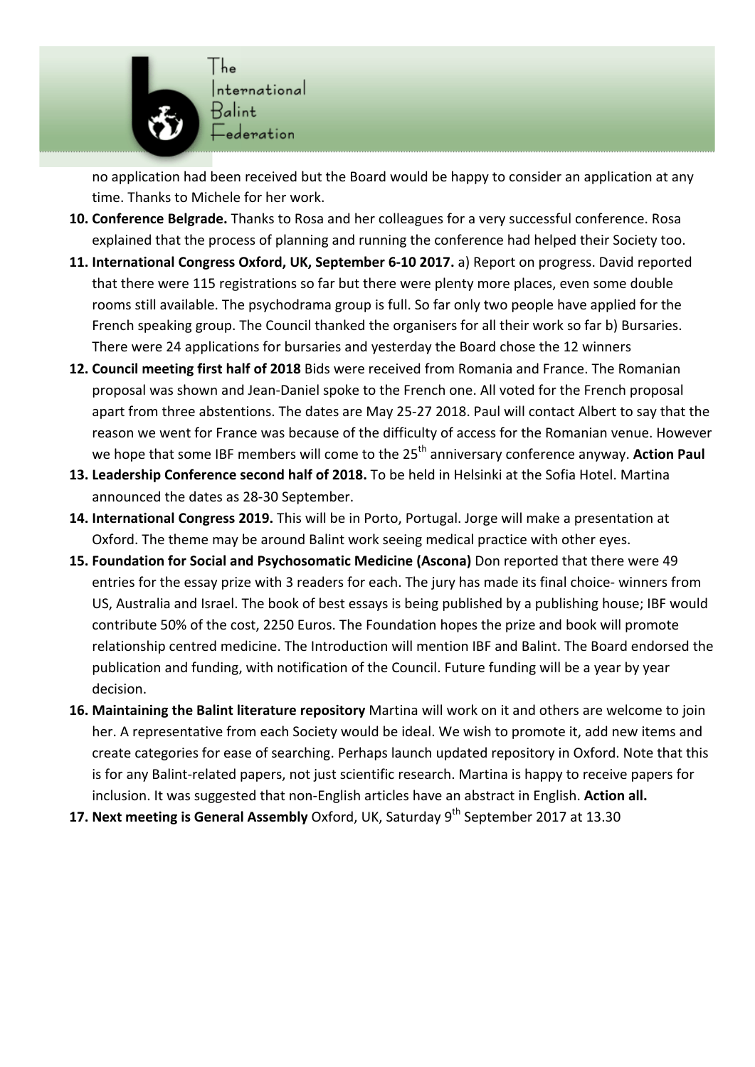no application had been received but the Board would be happy to consider an application at any time. Thanks to Michele for her work.

10. **Conference Belgrade.** Thanks to Rosa and her colleagues for a very successful conference. Rosa explained that the process of planning and running the conference had helped their Society too.
11. **International Congress Oxford, UK, September 6-10 2017.** a) Report on progress. David reported that there were 115 registrations so far but there were plenty more places, even some double rooms still available. The psychodrama group is full. So far only two people have applied for the French speaking group. The Council thanked the organisers for all their work so far b) Bursaries. There were 24 applications for bursaries and yesterday the Board chose the 12 winners
12. **Council meeting first half of 2018** Bids were received from Romania and France. The Romanian proposal was shown and Jean-Daniel spoke to the French one. All voted for the French proposal apart from three abstentions. The dates are May 25-27 2018. Paul will contact Albert to say that the reason we went for France was because of the difficulty of access for the Romanian venue. However we hope that some IBF members will come to the 25th anniversary conference anyway. **Action Paul**
13. **Leadership Conference second half of 2018.** To be held in Helsinki at the Sofia Hotel. Martina announced the dates as 28-30 September.
14. **International Congress 2019.** This will be in Porto, Portugal. Jorge will make a presentation at Oxford. The theme may be around Balint work seeing medical practice with other eyes.
15. **Foundation for Social and Psychosomatic Medicine (Ascona)** Don reported that there were 49 entries for the essay prize with 3 readers for each. The jury has made its final choice- winners from US, Australia and Israel. The book of best essays is being published by a publishing house; IBF would contribute 50% of the cost, 2250 Euros. The Foundation hopes the prize and book will promote relationship centred medicine. The Introduction will mention IBF and Balint. The Board endorsed the publication and funding, with notification of the Council. Future funding will be a year by year decision.
16. **Maintaining the Balint literature repository** Martina will work on it and others are welcome to join her. A representative from each Society would be ideal. We wish to promote it, add new items and create categories for ease of searching. Perhaps launch updated repository in Oxford. Note that this is for any Balint-related papers, not just scientific research. Martina is happy to receive papers for inclusion. It was suggested that non-English articles have an abstract in English. **Action all.**
17. **Next meeting is General Assembly** Oxford, UK, Saturday 9th September 2017 at 13.30